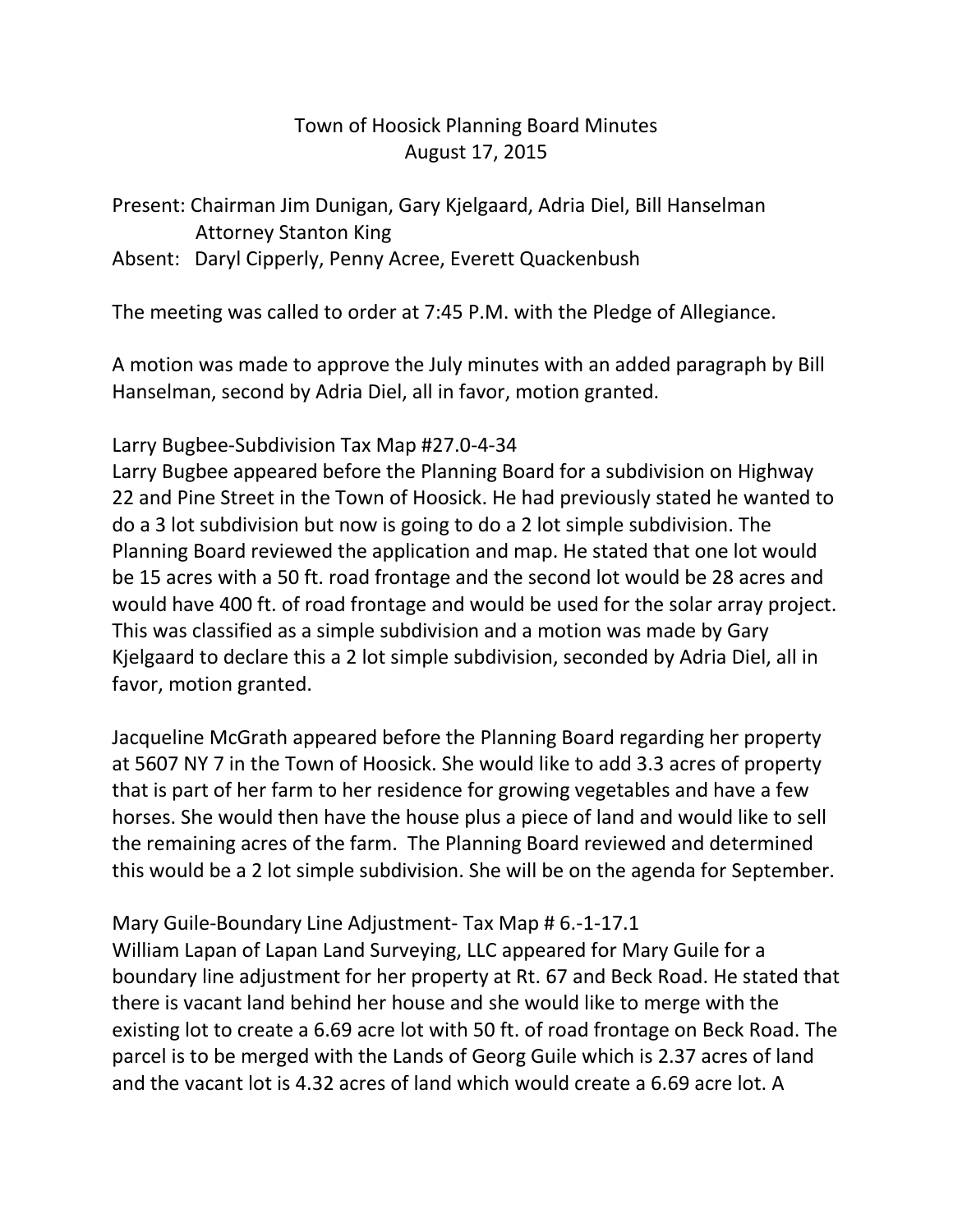# Town of Hoosick Planning Board Minutes
## August 17, 2015

Present: Chairman Jim Dunigan, Gary Kjelgaard, Adria Diel, Bill Hanselman
Attorney Stanton King
Absent: Daryl Cipperly, Penny Acree, Everett Quackenbush

The meeting was called to order at 7:45 P.M. with the Pledge of Allegiance.

A motion was made to approve the July minutes with an added paragraph by Bill Hanselman, second by Adria Diel, all in favor, motion granted.

Larry Bugbee-Subdivision Tax Map #27.0-4-34
Larry Bugbee appeared before the Planning Board for a subdivision on Highway 22 and Pine Street in the Town of Hoosick. He had previously stated he wanted to do a 3 lot subdivision but now is going to do a 2 lot simple subdivision. The Planning Board reviewed the application and map. He stated that one lot would be 15 acres with a 50 ft. road frontage and the second lot would be 28 acres and would have 400 ft. of road frontage and would be used for the solar array project. This was classified as a simple subdivision and a motion was made by Gary Kjelgaard to declare this a 2 lot simple subdivision, seconded by Adria Diel, all in favor, motion granted.

Jacqueline McGrath appeared before the Planning Board regarding her property at 5607 NY 7 in the Town of Hoosick. She would like to add 3.3 acres of property that is part of her farm to her residence for growing vegetables and have a few horses. She would then have the house plus a piece of land and would like to sell the remaining acres of the farm. The Planning Board reviewed and determined this would be a 2 lot simple subdivision. She will be on the agenda for September.

Mary Guile-Boundary Line Adjustment- Tax Map # 6.-1-17.1
William Lapan of Lapan Land Surveying, LLC appeared for Mary Guile for a boundary line adjustment for her property at Rt. 67 and Beck Road. He stated that there is vacant land behind her house and she would like to merge with the existing lot to create a 6.69 acre lot with 50 ft. of road frontage on Beck Road. The parcel is to be merged with the Lands of Georg Guile which is 2.37 acres of land and the vacant lot is 4.32 acres of land which would create a 6.69 acre lot. A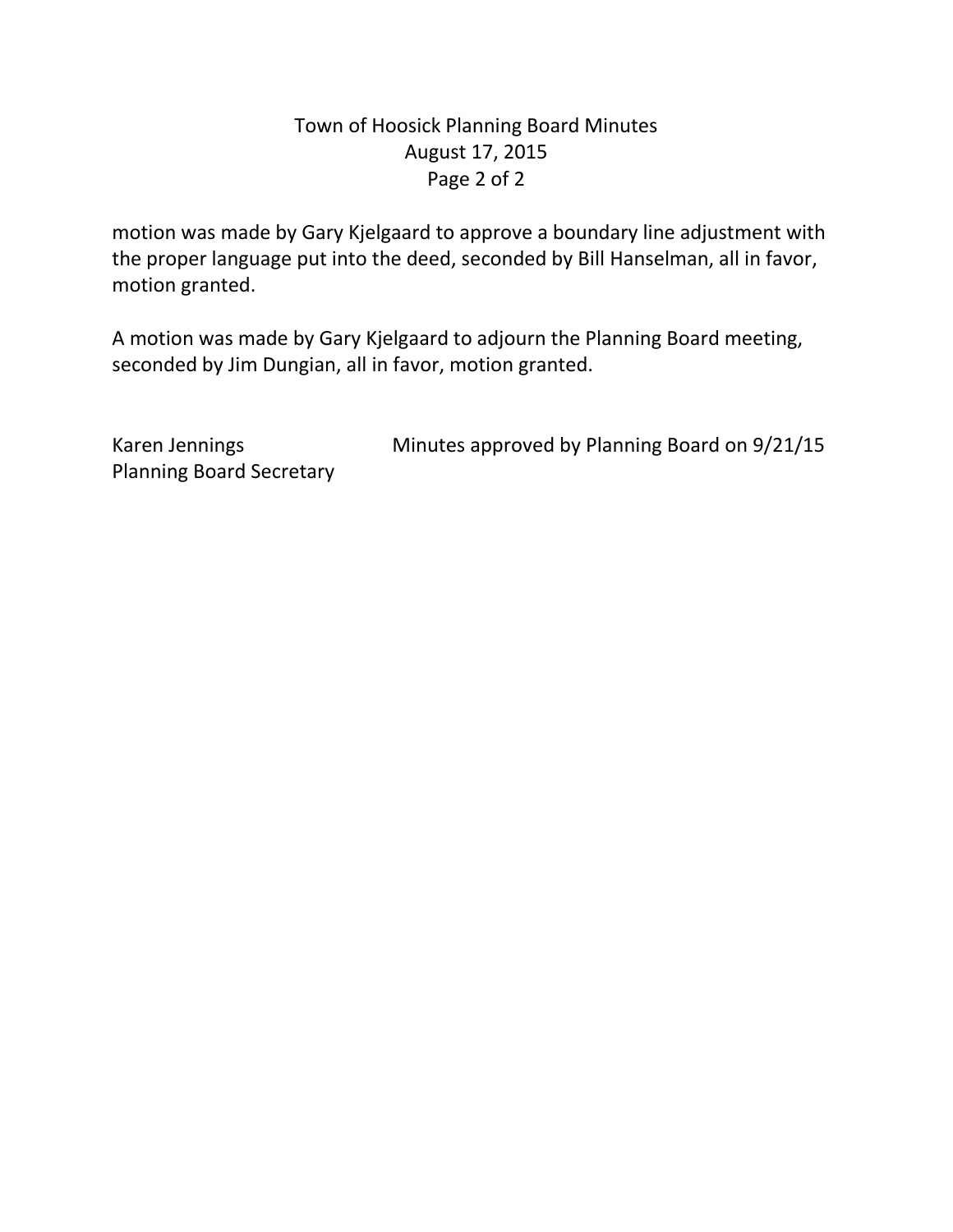motion was made by Gary Kjelgaard to approve a boundary line adjustment with the proper language put into the deed, seconded by Bill Hanselman, all in favor, motion granted.

A motion was made by Gary Kjelgaard to adjourn the Planning Board meeting, seconded by Jim Dungian, all in favor, motion granted.

Karen Jennings
Planning Board Secretary

Minutes approved by Planning Board on 9/21/15